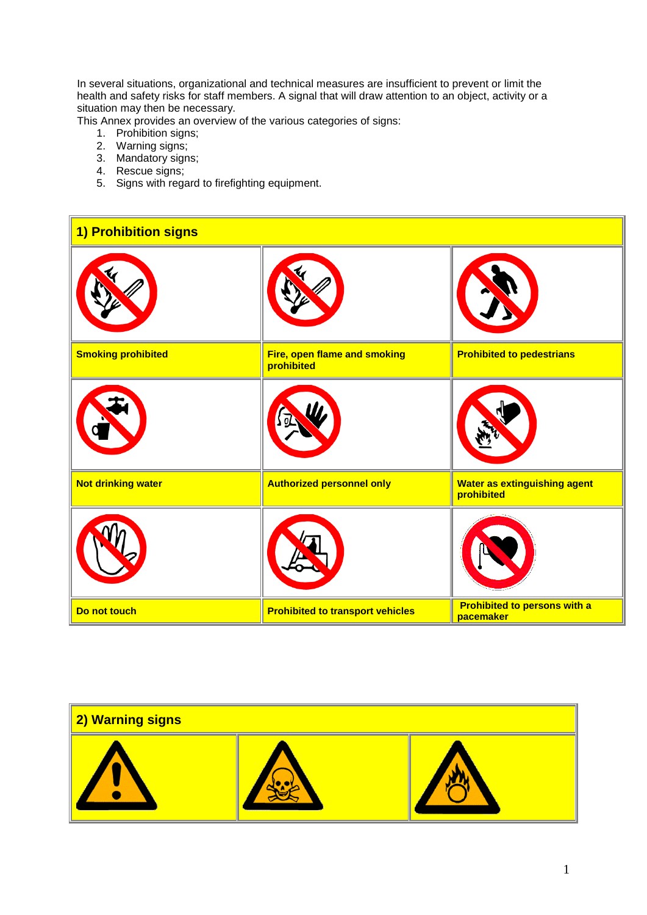In several situations, organizational and technical measures are insufficient to prevent or limit the health and safety risks for staff members. A signal that will draw attention to an object, activity or a situation may then be necessary.

This Annex provides an overview of the various categories of signs:

1. Prohibition signs;
2. Warning signs;
3. Mandatory signs;
4. Rescue signs;
5. Signs with regard to firefighting equipment.

## 1) Prohibition signs

| | | |
|---|---|---|
| **Smoking prohibited** | **Fire, open flame and smoking prohibited** | **Prohibited to pedestrians** |
| **Not drinking water** | **Authorized personnel only** | **Water as extinguishing agent prohibited** |
| **Do not touch** | **Prohibited to transport vehicles** | **Prohibited to persons with a pacemaker** |

## 2) Warning signs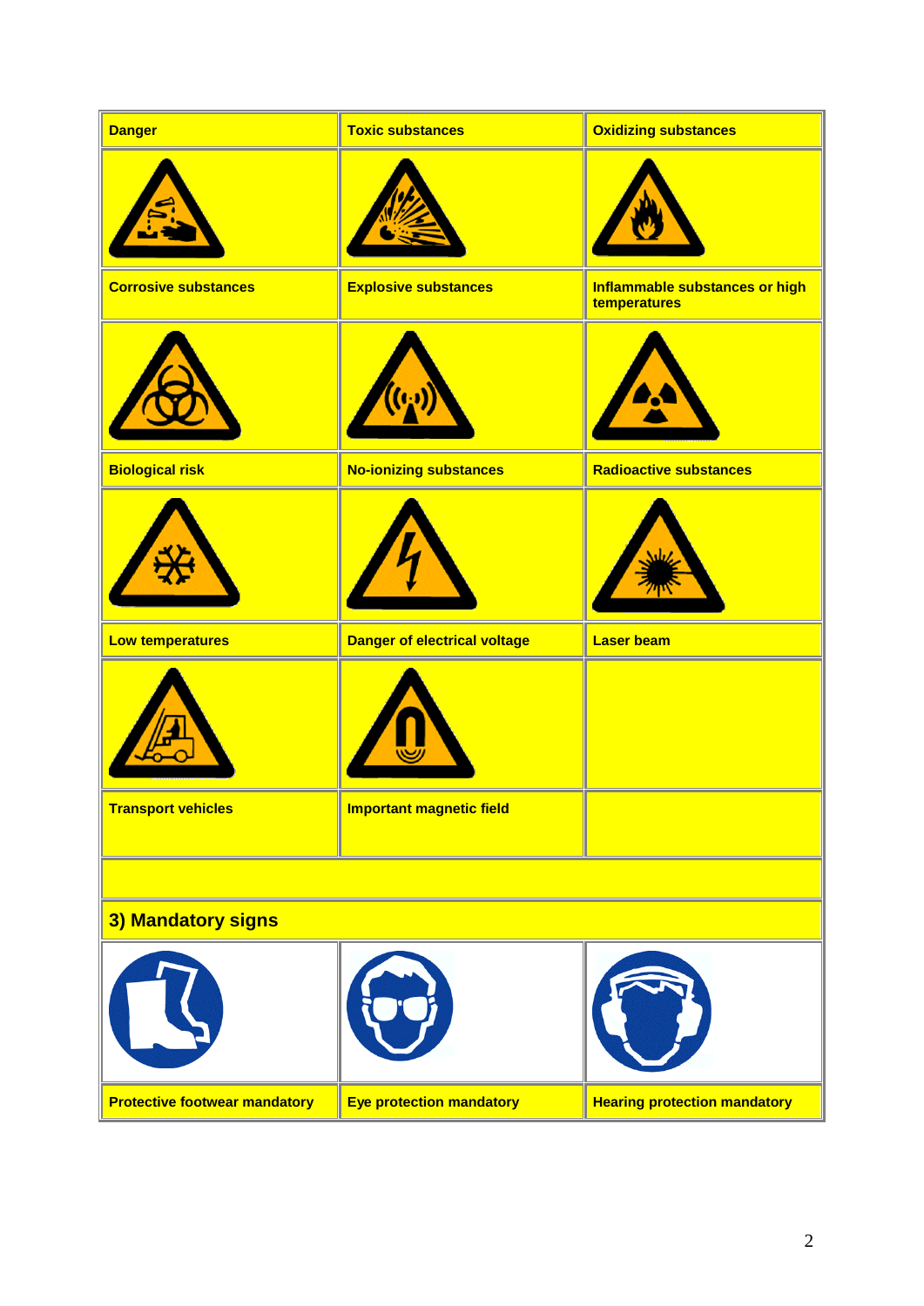| Danger | Toxic substances | Oxidizing substances |
|---|---|---|
| | | |
| Corrosive substances | Explosive substances | Inflammable substances or high temperatures |
| | | |
| Biological risk | No-ionizing substances | Radioactive substances |
| | | |
| Low temperatures | Danger of electrical voltage | Laser beam |
| | | |
| Transport vehicles | Important magnetic field | |
| | | |
| **3) Mandatory signs** | | |
| | | |
| Protective footwear mandatory | Eye protection mandatory | Hearing protection mandatory |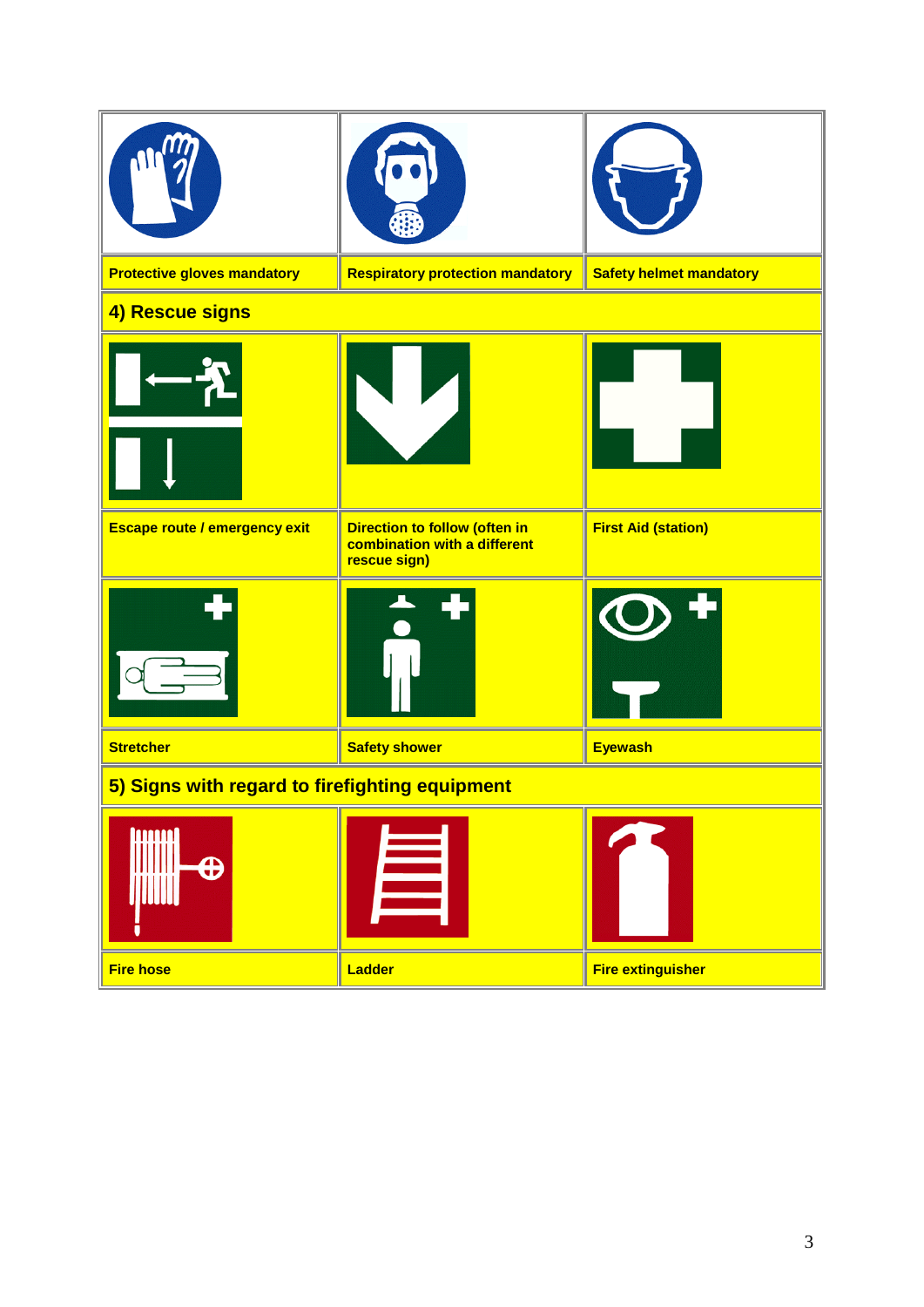| | | |
|---|---|---|
| Protective gloves mandatory | Respiratory protection mandatory | Safety helmet mandatory |

## 4) Rescue signs

| | | |
|---|---|---|
| Escape route / emergency exit | Direction to follow (often in combination with a different rescue sign) | First Aid (station) |
| Stretcher | Safety shower | Eyewash |

## 5) Signs with regard to firefighting equipment

| | | |
|---|---|---|
| Fire hose | Ladder | Fire extinguisher |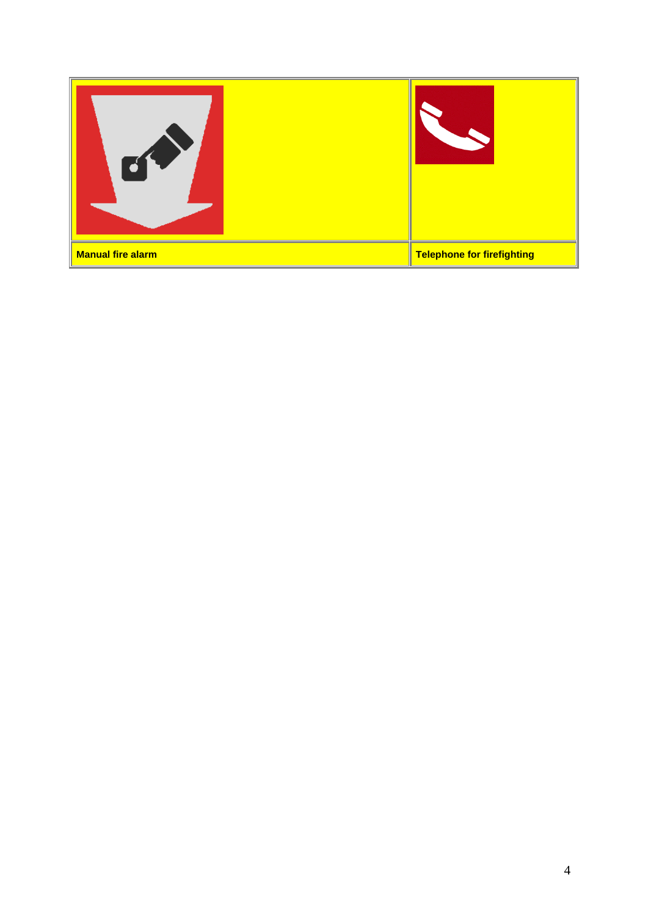| | |
|---|---|
| | |
| **Manual fire alarm** | **Telephone for firefighting** |